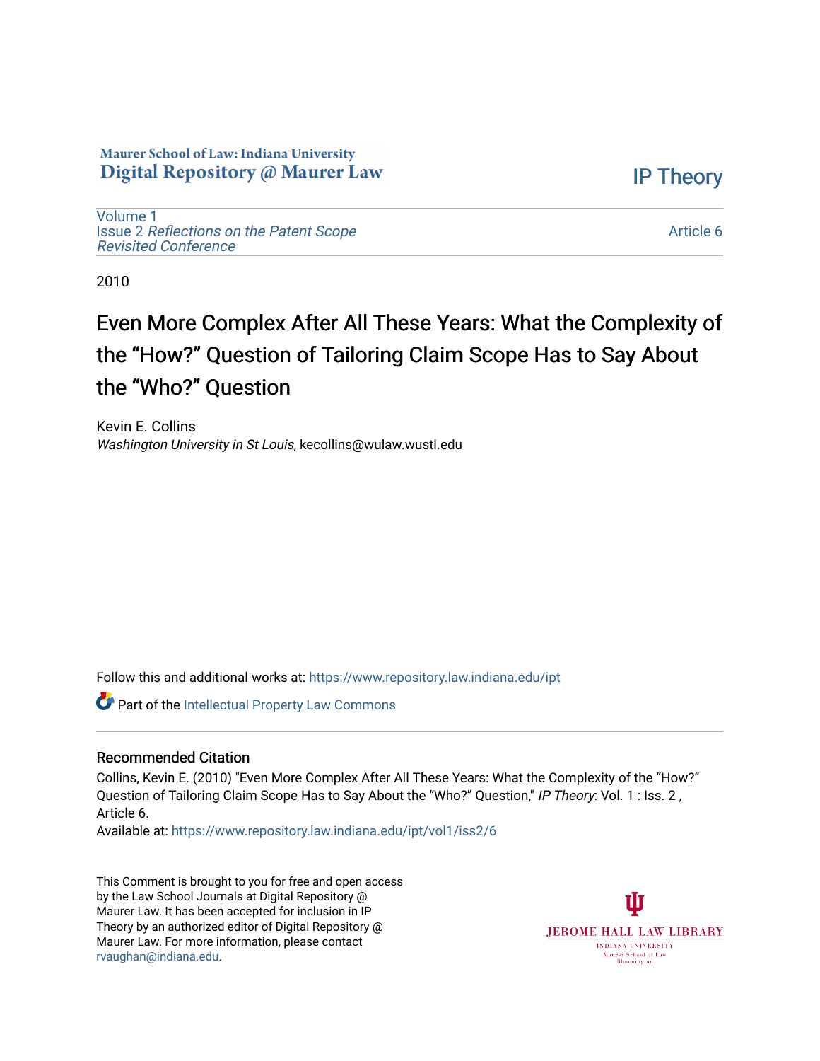Maurer School of Law: Indiana University
Digital Repository @ Maurer Law

IP Theory

Volume 1
Issue 2 *Reflections on the Patent Scope Revisited Conference*

Article 6

2010

# Even More Complex After All These Years: What the Complexity of the "How?" Question of Tailoring Claim Scope Has to Say About the "Who?" Question

Kevin E. Collins
*Washington University in St Louis*, kecollins@wulaw.wustl.edu

Follow this and additional works at: https://www.repository.law.indiana.edu/ipt

Part of the Intellectual Property Law Commons

## Recommended Citation

Collins, Kevin E. (2010) "Even More Complex After All These Years: What the Complexity of the "How?" Question of Tailoring Claim Scope Has to Say About the "Who?" Question," *IP Theory*: Vol. 1 : Iss. 2 , Article 6.
Available at: https://www.repository.law.indiana.edu/ipt/vol1/iss2/6

This Comment is brought to you for free and open access by the Law School Journals at Digital Repository @ Maurer Law. It has been accepted for inclusion in IP Theory by an authorized editor of Digital Repository @ Maurer Law. For more information, please contact rvaughan@indiana.edu.

JEROME HALL LAW LIBRARY
INDIANA UNIVERSITY
Maurer School of Law
Bloomington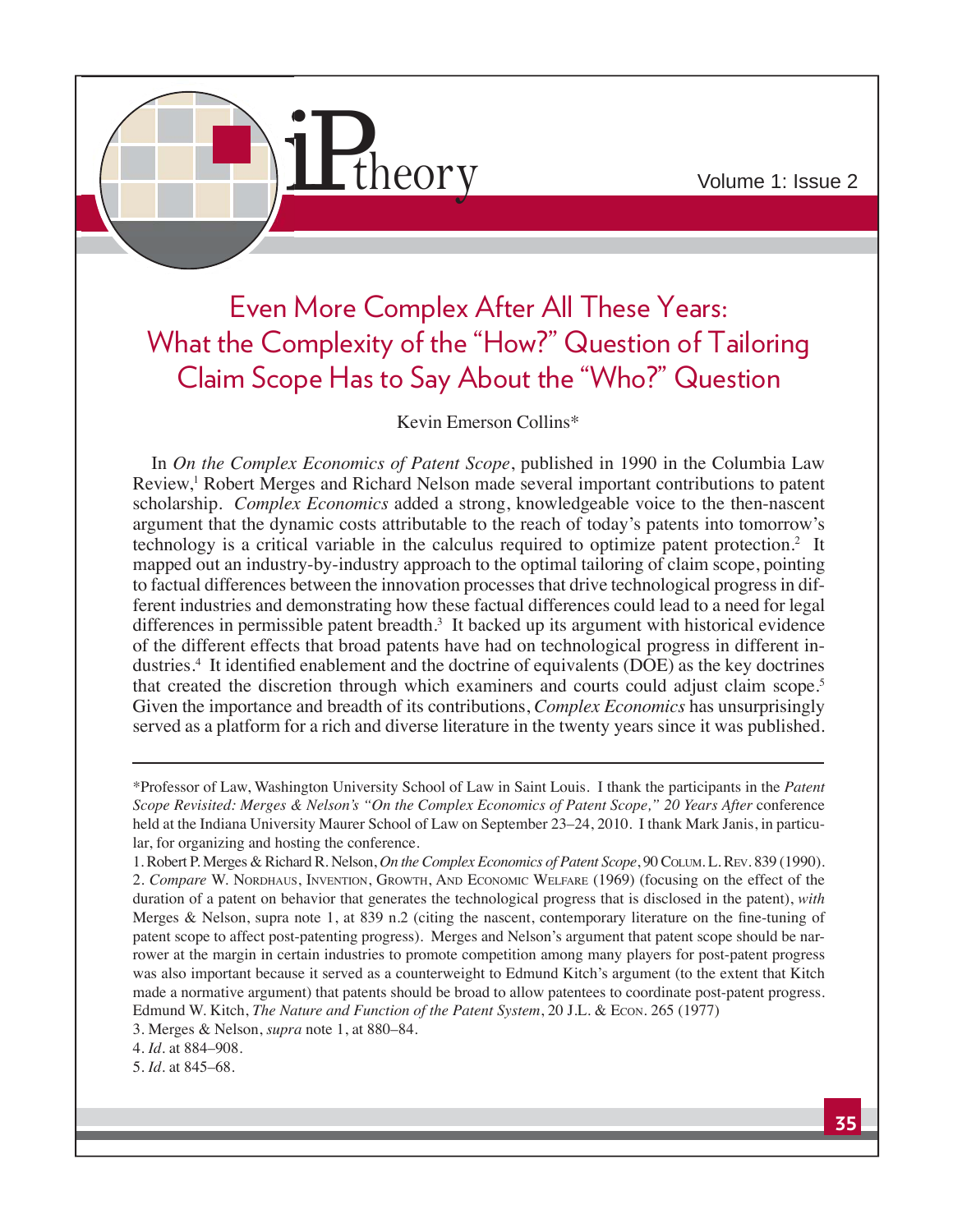# Even More Complex After All These Years: What the Complexity of the "How?" Question of Tailoring Claim Scope Has to Say About the "Who?" Question

Kevin Emerson Collins*

In *On the Complex Economics of Patent Scope*, published in 1990 in the Columbia Law Review,[1] Robert Merges and Richard Nelson made several important contributions to patent scholarship. *Complex Economics* added a strong, knowledgeable voice to the then-nascent argument that the dynamic costs attributable to the reach of today's patents into tomorrow's technology is a critical variable in the calculus required to optimize patent protection.[2] It mapped out an industry-by-industry approach to the optimal tailoring of claim scope, pointing to factual differences between the innovation processes that drive technological progress in different industries and demonstrating how these factual differences could lead to a need for legal differences in permissible patent breadth.[3] It backed up its argument with historical evidence of the different effects that broad patents have had on technological progress in different industries.[4] It identified enablement and the doctrine of equivalents (DOE) as the key doctrines that created the discretion through which examiners and courts could adjust claim scope.[5] Given the importance and breadth of its contributions, *Complex Economics* has unsurprisingly served as a platform for a rich and diverse literature in the twenty years since it was published.

---

*Professor of Law, Washington University School of Law in Saint Louis. I thank the participants in the *Patent Scope Revisited: Merges & Nelson's "On the Complex Economics of Patent Scope," 20 Years After* conference held at the Indiana University Maurer School of Law on September 23–24, 2010. I thank Mark Janis, in particular, for organizing and hosting the conference.

1. Robert P. Merges & Richard R. Nelson, *On the Complex Economics of Patent Scope*, 90 Colum. L. Rev. 839 (1990).

2. *Compare* W. Nordhaus, Invention, Growth, And Economic Welfare (1969) (focusing on the effect of the duration of a patent on behavior that generates the technological progress that is disclosed in the patent), *with* Merges & Nelson, supra note 1, at 839 n.2 (citing the nascent, contemporary literature on the fine-tuning of patent scope to affect post-patenting progress). Merges and Nelson's argument that patent scope should be narrower at the margin in certain industries to promote competition among many players for post-patent progress was also important because it served as a counterweight to Edmund Kitch's argument (to the extent that Kitch made a normative argument) that patents should be broad to allow patentees to coordinate post-patent progress. Edmund W. Kitch, *The Nature and Function of the Patent System*, 20 J.L. & Econ. 265 (1977)

3. Merges & Nelson, *supra* note 1, at 880–84.

4. *Id*. at 884–908.

5. *Id*. at 845–68.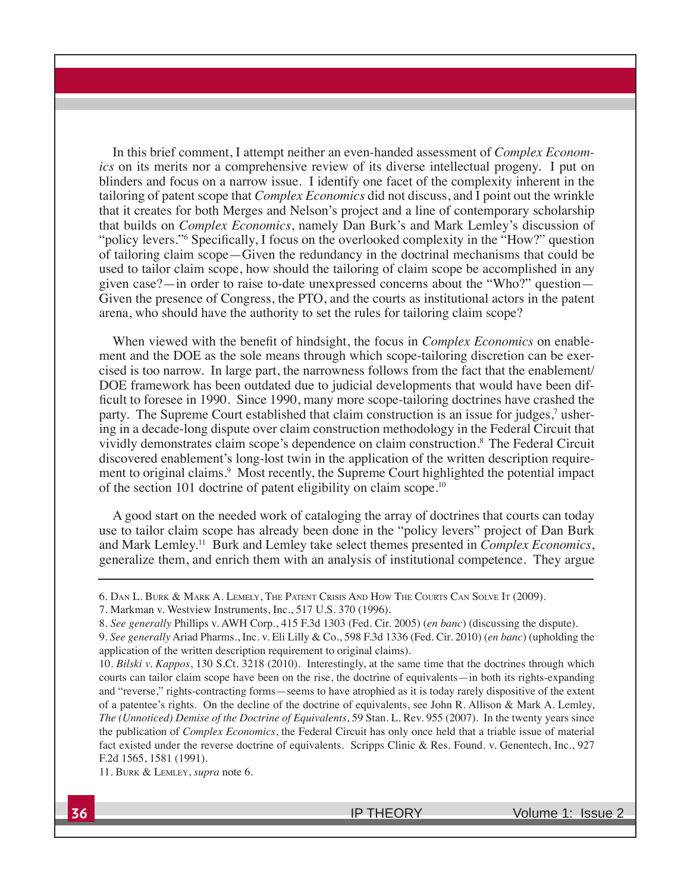In this brief comment, I attempt neither an even-handed assessment of *Complex Economics* on its merits nor a comprehensive review of its diverse intellectual progeny. I put on blinders and focus on a narrow issue. I identify one facet of the complexity inherent in the tailoring of patent scope that *Complex Economics* did not discuss, and I point out the wrinkle that it creates for both Merges and Nelson's project and a line of contemporary scholarship that builds on *Complex Economics*, namely Dan Burk's and Mark Lemley's discussion of "policy levers."[6] Specifically, I focus on the overlooked complexity in the "How?" question of tailoring claim scope—Given the redundancy in the doctrinal mechanisms that could be used to tailor claim scope, how should the tailoring of claim scope be accomplished in any given case?—in order to raise to-date unexpressed concerns about the "Who?" question—Given the presence of Congress, the PTO, and the courts as institutional actors in the patent arena, who should have the authority to set the rules for tailoring claim scope?

When viewed with the benefit of hindsight, the focus in *Complex Economics* on enablement and the DOE as the sole means through which scope-tailoring discretion can be exercised is too narrow. In large part, the narrowness follows from the fact that the enablement/DOE framework has been outdated due to judicial developments that would have been difficult to foresee in 1990. Since 1990, many more scope-tailoring doctrines have crashed the party. The Supreme Court established that claim construction is an issue for judges,[7] ushering in a decade-long dispute over claim construction methodology in the Federal Circuit that vividly demonstrates claim scope's dependence on claim construction.[8] The Federal Circuit discovered enablement's long-lost twin in the application of the written description requirement to original claims.[9] Most recently, the Supreme Court highlighted the potential impact of the section 101 doctrine of patent eligibility on claim scope.[10]

A good start on the needed work of cataloging the array of doctrines that courts can today use to tailor claim scope has already been done in the "policy levers" project of Dan Burk and Mark Lemley.[11] Burk and Lemley take select themes presented in *Complex Economics*, generalize them, and enrich them with an analysis of institutional competence. They argue

---

6. Dan L. Burk & Mark A. Lemeley, The Patent Crisis And How The Courts Can Solve It (2009).

7. Markman v. Westview Instruments, Inc., 517 U.S. 370 (1996).

8. *See generally* Phillips v. AWH Corp., 415 F.3d 1303 (Fed. Cir. 2005) (*en banc*) (discussing the dispute).

9. *See generally* Ariad Pharms., Inc. v. Eli Lilly & Co., 598 F.3d 1336 (Fed. Cir. 2010) (*en banc*) (upholding the application of the written description requirement to original claims).

10. *Bilski v. Kappos*, 130 S.Ct. 3218 (2010). Interestingly, at the same time that the doctrines through which courts can tailor claim scope have been on the rise, the doctrine of equivalents—in both its rights-expanding and "reverse," rights-contracting forms—seems to have atrophied as it is today rarely dispositive of the extent of a patentee's rights. On the decline of the doctrine of equivalents, see John R. Allison & Mark A. Lemley, *The (Unnoticed) Demise of the Doctrine of Equivalents*, 59 Stan. L. Rev. 955 (2007). In the twenty years since the publication of *Complex Economics*, the Federal Circuit has only once held that a triable issue of material fact existed under the reverse doctrine of equivalents. Scripps Clinic & Res. Found. v. Genentech, Inc., 927 F.2d 1565, 1581 (1991).

11. Burk & Lemley, *supra* note 6.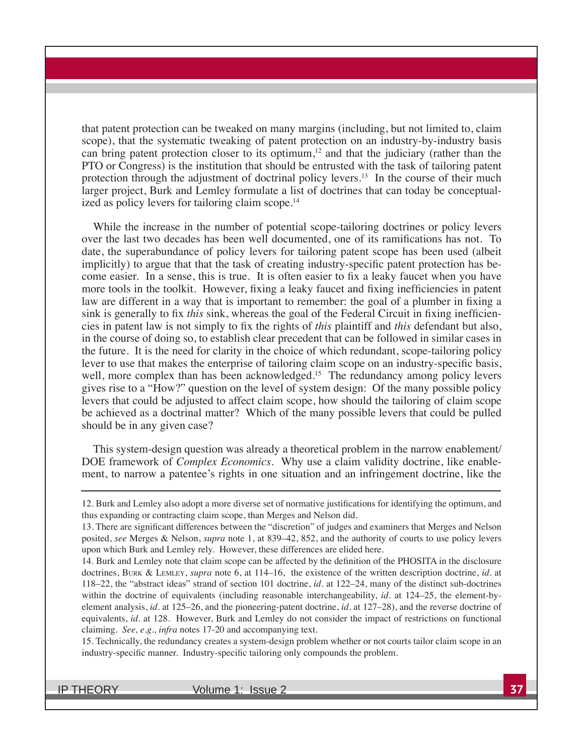that patent protection can be tweaked on many margins (including, but not limited to, claim scope), that the systematic tweaking of patent protection on an industry-by-industry basis can bring patent protection closer to its optimum,[12] and that the judiciary (rather than the PTO or Congress) is the institution that should be entrusted with the task of tailoring patent protection through the adjustment of doctrinal policy levers.[13] In the course of their much larger project, Burk and Lemley formulate a list of doctrines that can today be conceptualized as policy levers for tailoring claim scope.[14]

While the increase in the number of potential scope-tailoring doctrines or policy levers over the last two decades has been well documented, one of its ramifications has not. To date, the superabundance of policy levers for tailoring patent scope has been used (albeit implicitly) to argue that that the task of creating industry-specific patent protection has become easier. In a sense, this is true. It is often easier to fix a leaky faucet when you have more tools in the toolkit. However, fixing a leaky faucet and fixing inefficiencies in patent law are different in a way that is important to remember: the goal of a plumber in fixing a sink is generally to fix *this* sink, whereas the goal of the Federal Circuit in fixing inefficiencies in patent law is not simply to fix the rights of *this* plaintiff and *this* defendant but also, in the course of doing so, to establish clear precedent that can be followed in similar cases in the future. It is the need for clarity in the choice of which redundant, scope-tailoring policy lever to use that makes the enterprise of tailoring claim scope on an industry-specific basis, well, more complex than has been acknowledged.[15] The redundancy among policy levers gives rise to a "How?" question on the level of system design: Of the many possible policy levers that could be adjusted to affect claim scope, how should the tailoring of claim scope be achieved as a doctrinal matter? Which of the many possible levers that could be pulled should be in any given case?

This system-design question was already a theoretical problem in the narrow enablement/DOE framework of *Complex Economics*. Why use a claim validity doctrine, like enablement, to narrow a patentee's rights in one situation and an infringement doctrine, like the

---

12. Burk and Lemley also adopt a more diverse set of normative justifications for identifying the optimum, and thus expanding or contracting claim scope, than Merges and Nelson did.

13. There are significant differences between the "discretion" of judges and examiners that Merges and Nelson posited, *see* Merges & Nelson, *supra* note 1, at 839–42, 852, and the authority of courts to use policy levers upon which Burk and Lemley rely. However, these differences are elided here.

14. Burk and Lemley note that claim scope can be affected by the definition of the PHOSITA in the disclosure doctrines, Burk & Lemley, *supra* note 6, at 114–16, the existence of the written description doctrine, *id.* at 118–22, the "abstract ideas" strand of section 101 doctrine, *id.* at 122–24, many of the distinct sub-doctrines within the doctrine of equivalents (including reasonable interchangeability, *id.* at 124–25, the element-by-element analysis, *id.* at 125–26, and the pioneering-patent doctrine, *id.* at 127–28), and the reverse doctrine of equivalents, *id.* at 128. However, Burk and Lemley do not consider the impact of restrictions on functional claiming. *See, e.g., infra* notes 17-20 and accompanying text.

15. Technically, the redundancy creates a system-design problem whether or not courts tailor claim scope in an industry-specific manner. Industry-specific tailoring only compounds the problem.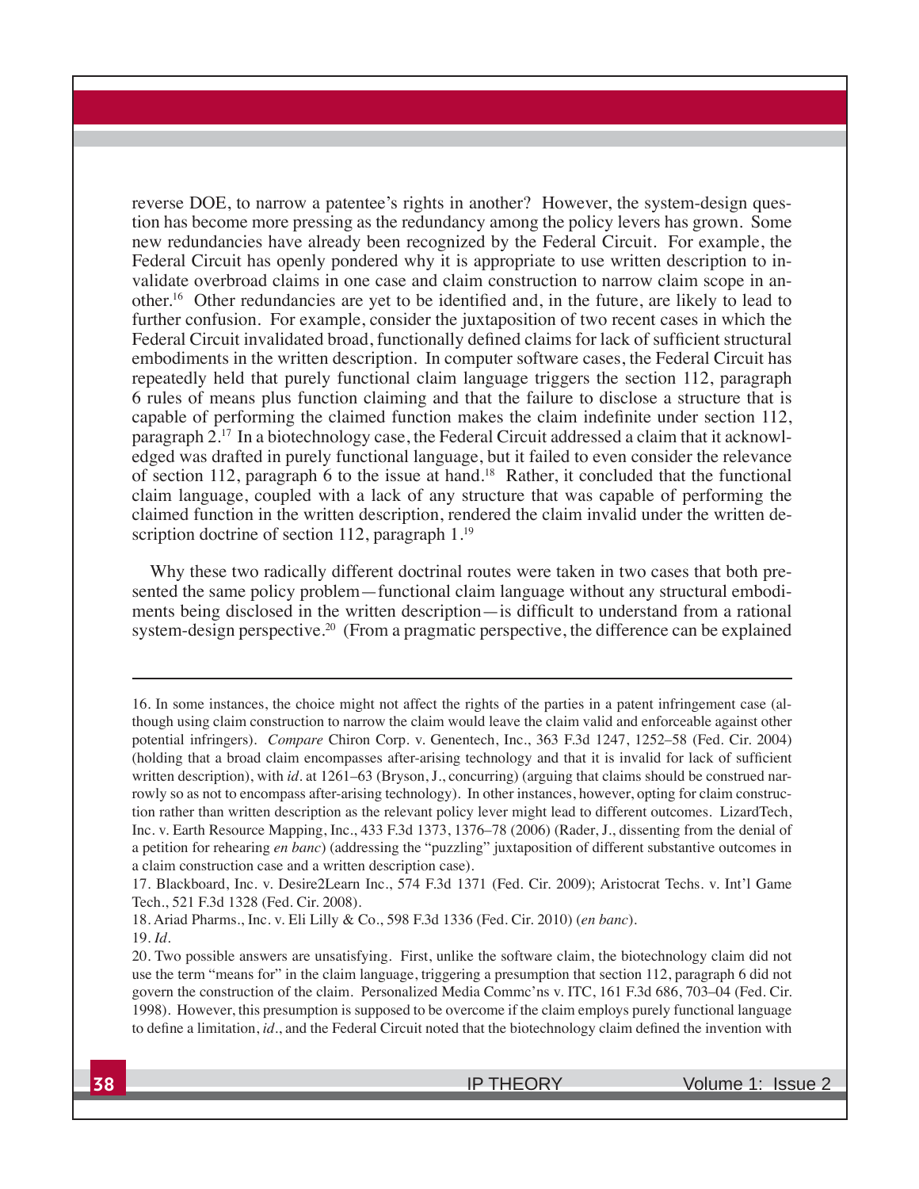reverse DOE, to narrow a patentee's rights in another? However, the system-design question has become more pressing as the redundancy among the policy levers has grown. Some new redundancies have already been recognized by the Federal Circuit. For example, the Federal Circuit has openly pondered why it is appropriate to use written description to invalidate overbroad claims in one case and claim construction to narrow claim scope in another.[16] Other redundancies are yet to be identified and, in the future, are likely to lead to further confusion. For example, consider the juxtaposition of two recent cases in which the Federal Circuit invalidated broad, functionally defined claims for lack of sufficient structural embodiments in the written description. In computer software cases, the Federal Circuit has repeatedly held that purely functional claim language triggers the section 112, paragraph 6 rules of means plus function claiming and that the failure to disclose a structure that is capable of performing the claimed function makes the claim indefinite under section 112, paragraph 2.[17] In a biotechnology case, the Federal Circuit addressed a claim that it acknowledged was drafted in purely functional language, but it failed to even consider the relevance of section 112, paragraph 6 to the issue at hand.[18] Rather, it concluded that the functional claim language, coupled with a lack of any structure that was capable of performing the claimed function in the written description, rendered the claim invalid under the written description doctrine of section 112, paragraph 1.[19]

Why these two radically different doctrinal routes were taken in two cases that both presented the same policy problem—functional claim language without any structural embodiments being disclosed in the written description—is difficult to understand from a rational system-design perspective.[20] (From a pragmatic perspective, the difference can be explained

---

16. In some instances, the choice might not affect the rights of the parties in a patent infringement case (although using claim construction to narrow the claim would leave the claim valid and enforceable against other potential infringers). *Compare* Chiron Corp. v. Genentech, Inc., 363 F.3d 1247, 1252–58 (Fed. Cir. 2004) (holding that a broad claim encompasses after-arising technology and that it is invalid for lack of sufficient written description), with *id*. at 1261–63 (Bryson, J., concurring) (arguing that claims should be construed narrowly so as not to encompass after-arising technology). In other instances, however, opting for claim construction rather than written description as the relevant policy lever might lead to different outcomes. LizardTech, Inc. v. Earth Resource Mapping, Inc., 433 F.3d 1373, 1376–78 (2006) (Rader, J., dissenting from the denial of a petition for rehearing *en banc*) (addressing the "puzzling" juxtaposition of different substantive outcomes in a claim construction case and a written description case).

17. Blackboard, Inc. v. Desire2Learn Inc., 574 F.3d 1371 (Fed. Cir. 2009); Aristocrat Techs. v. Int'l Game Tech., 521 F.3d 1328 (Fed. Cir. 2008).

18. Ariad Pharms., Inc. v. Eli Lilly & Co., 598 F.3d 1336 (Fed. Cir. 2010) (*en banc*).

19. *Id*.

20. Two possible answers are unsatisfying. First, unlike the software claim, the biotechnology claim did not use the term "means for" in the claim language, triggering a presumption that section 112, paragraph 6 did not govern the construction of the claim. Personalized Media Commc'ns v. ITC, 161 F.3d 686, 703–04 (Fed. Cir. 1998). However, this presumption is supposed to be overcome if the claim employs purely functional language to define a limitation, *id*., and the Federal Circuit noted that the biotechnology claim defined the invention with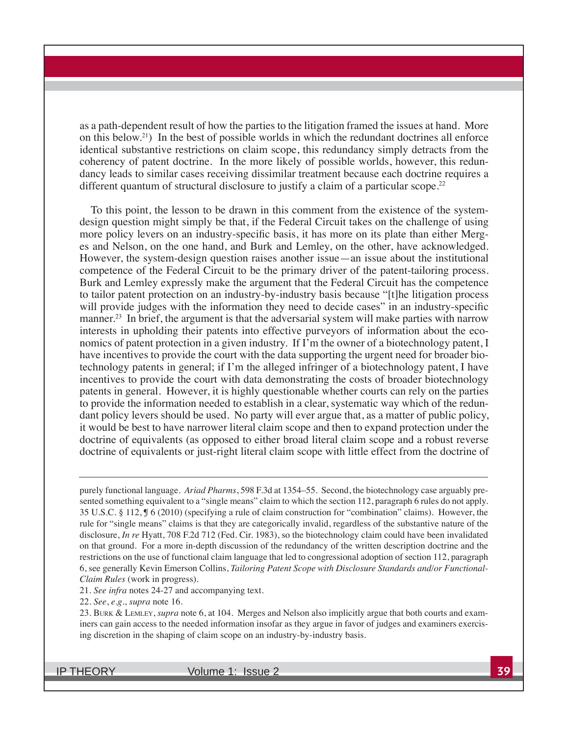as a path-dependent result of how the parties to the litigation framed the issues at hand. More on this below.[21]) In the best of possible worlds in which the redundant doctrines all enforce identical substantive restrictions on claim scope, this redundancy simply detracts from the coherency of patent doctrine. In the more likely of possible worlds, however, this redundancy leads to similar cases receiving dissimilar treatment because each doctrine requires a different quantum of structural disclosure to justify a claim of a particular scope.[22]

To this point, the lesson to be drawn in this comment from the existence of the system-design question might simply be that, if the Federal Circuit takes on the challenge of using more policy levers on an industry-specific basis, it has more on its plate than either Merges and Nelson, on the one hand, and Burk and Lemley, on the other, have acknowledged. However, the system-design question raises another issue—an issue about the institutional competence of the Federal Circuit to be the primary driver of the patent-tailoring process. Burk and Lemley expressly make the argument that the Federal Circuit has the competence to tailor patent protection on an industry-by-industry basis because "[t]he litigation process will provide judges with the information they need to decide cases" in an industry-specific manner.[23] In brief, the argument is that the adversarial system will make parties with narrow interests in upholding their patents into effective purveyors of information about the economics of patent protection in a given industry. If I'm the owner of a biotechnology patent, I have incentives to provide the court with the data supporting the urgent need for broader biotechnology patents in general; if I'm the alleged infringer of a biotechnology patent, I have incentives to provide the court with data demonstrating the costs of broader biotechnology patents in general. However, it is highly questionable whether courts can rely on the parties to provide the information needed to establish in a clear, systematic way which of the redundant policy levers should be used. No party will ever argue that, as a matter of public policy, it would be best to have narrower literal claim scope and then to expand protection under the doctrine of equivalents (as opposed to either broad literal claim scope and a robust reverse doctrine of equivalents or just-right literal claim scope with little effect from the doctrine of

---

purely functional language. *Ariad Pharms*, 598 F.3d at 1354–55. Second, the biotechnology case arguably presented something equivalent to a "single means" claim to which the section 112, paragraph 6 rules do not apply. 35 U.S.C. § 112, ¶ 6 (2010) (specifying a rule of claim construction for "combination" claims). However, the rule for "single means" claims is that they are categorically invalid, regardless of the substantive nature of the disclosure, *In re* Hyatt, 708 F.2d 712 (Fed. Cir. 1983), so the biotechnology claim could have been invalidated on that ground. For a more in-depth discussion of the redundancy of the written description doctrine and the restrictions on the use of functional claim language that led to congressional adoption of section 112, paragraph 6, see generally Kevin Emerson Collins, *Tailoring Patent Scope with Disclosure Standards and/or Functional-Claim Rules* (work in progress).

21. *See infra* notes 24-27 and accompanying text.

22. *See*, *e.g.*, *supra* note 16.

23. Burk & Lemley, *supra* note 6, at 104. Merges and Nelson also implicitly argue that both courts and examiners can gain access to the needed information insofar as they argue in favor of judges and examiners exercising discretion in the shaping of claim scope on an industry-by-industry basis.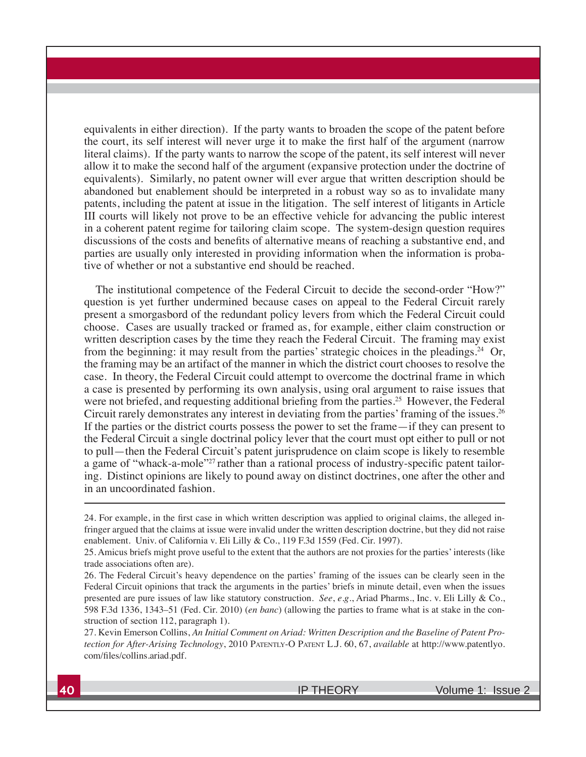equivalents in either direction). If the party wants to broaden the scope of the patent before the court, its self interest will never urge it to make the first half of the argument (narrow literal claims). If the party wants to narrow the scope of the patent, its self interest will never allow it to make the second half of the argument (expansive protection under the doctrine of equivalents). Similarly, no patent owner will ever argue that written description should be abandoned but enablement should be interpreted in a robust way so as to invalidate many patents, including the patent at issue in the litigation. The self interest of litigants in Article III courts will likely not prove to be an effective vehicle for advancing the public interest in a coherent patent regime for tailoring claim scope. The system-design question requires discussions of the costs and benefits of alternative means of reaching a substantive end, and parties are usually only interested in providing information when the information is probative of whether or not a substantive end should be reached.

The institutional competence of the Federal Circuit to decide the second-order "How?" question is yet further undermined because cases on appeal to the Federal Circuit rarely present a smorgasbord of the redundant policy levers from which the Federal Circuit could choose. Cases are usually tracked or framed as, for example, either claim construction or written description cases by the time they reach the Federal Circuit. The framing may exist from the beginning: it may result from the parties' strategic choices in the pleadings.[24] Or, the framing may be an artifact of the manner in which the district court chooses to resolve the case. In theory, the Federal Circuit could attempt to overcome the doctrinal frame in which a case is presented by performing its own analysis, using oral argument to raise issues that were not briefed, and requesting additional briefing from the parties.[25] However, the Federal Circuit rarely demonstrates any interest in deviating from the parties' framing of the issues.[26] If the parties or the district courts possess the power to set the frame—if they can present to the Federal Circuit a single doctrinal policy lever that the court must opt either to pull or not to pull—then the Federal Circuit's patent jurisprudence on claim scope is likely to resemble a game of "whack-a-mole"[27] rather than a rational process of industry-specific patent tailoring. Distinct opinions are likely to pound away on distinct doctrines, one after the other and in an uncoordinated fashion.

---

24. For example, in the first case in which written description was applied to original claims, the alleged infringer argued that the claims at issue were invalid under the written description doctrine, but they did not raise enablement. Univ. of California v. Eli Lilly & Co., 119 F.3d 1559 (Fed. Cir. 1997).

25. Amicus briefs might prove useful to the extent that the authors are not proxies for the parties' interests (like trade associations often are).

26. The Federal Circuit's heavy dependence on the parties' framing of the issues can be clearly seen in the Federal Circuit opinions that track the arguments in the parties' briefs in minute detail, even when the issues presented are pure issues of law like statutory construction. *See, e.g.*, Ariad Pharms., Inc. v. Eli Lilly & Co., 598 F.3d 1336, 1343–51 (Fed. Cir. 2010) (*en banc*) (allowing the parties to frame what is at stake in the construction of section 112, paragraph 1).

27. Kevin Emerson Collins, *An Initial Comment on Ariad: Written Description and the Baseline of Patent Protection for After-Arising Technology*, 2010 Patently-O Patent L.J. 60, 67, *available* at http://www.patentlyo.com/files/collins.ariad.pdf.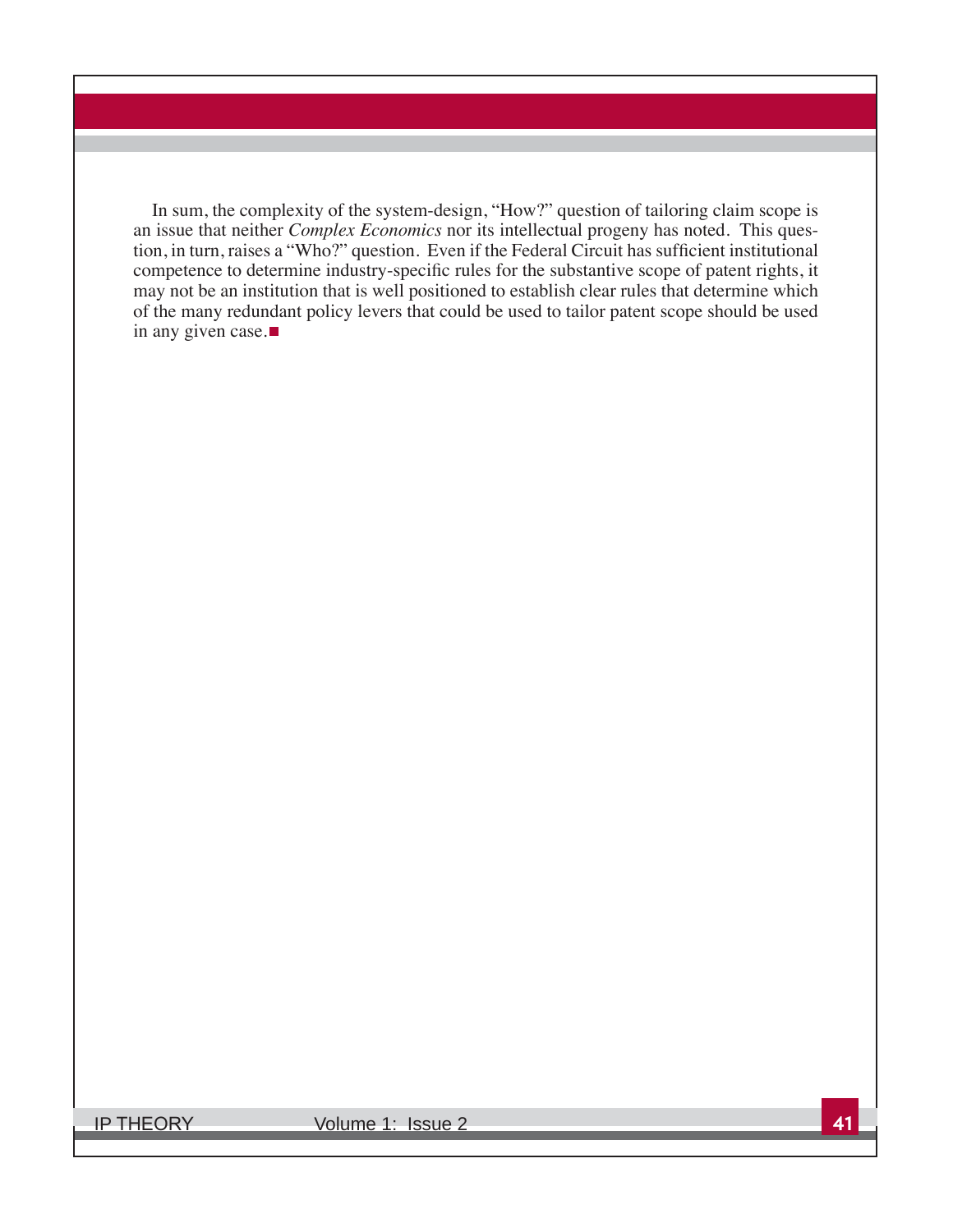In sum, the complexity of the system-design, "How?" question of tailoring claim scope is an issue that neither *Complex Economics* nor its intellectual progeny has noted. This question, in turn, raises a "Who?" question. Even if the Federal Circuit has sufficient institutional competence to determine industry-specific rules for the substantive scope of patent rights, it may not be an institution that is well positioned to establish clear rules that determine which of the many redundant policy levers that could be used to tailor patent scope should be used in any given case.■